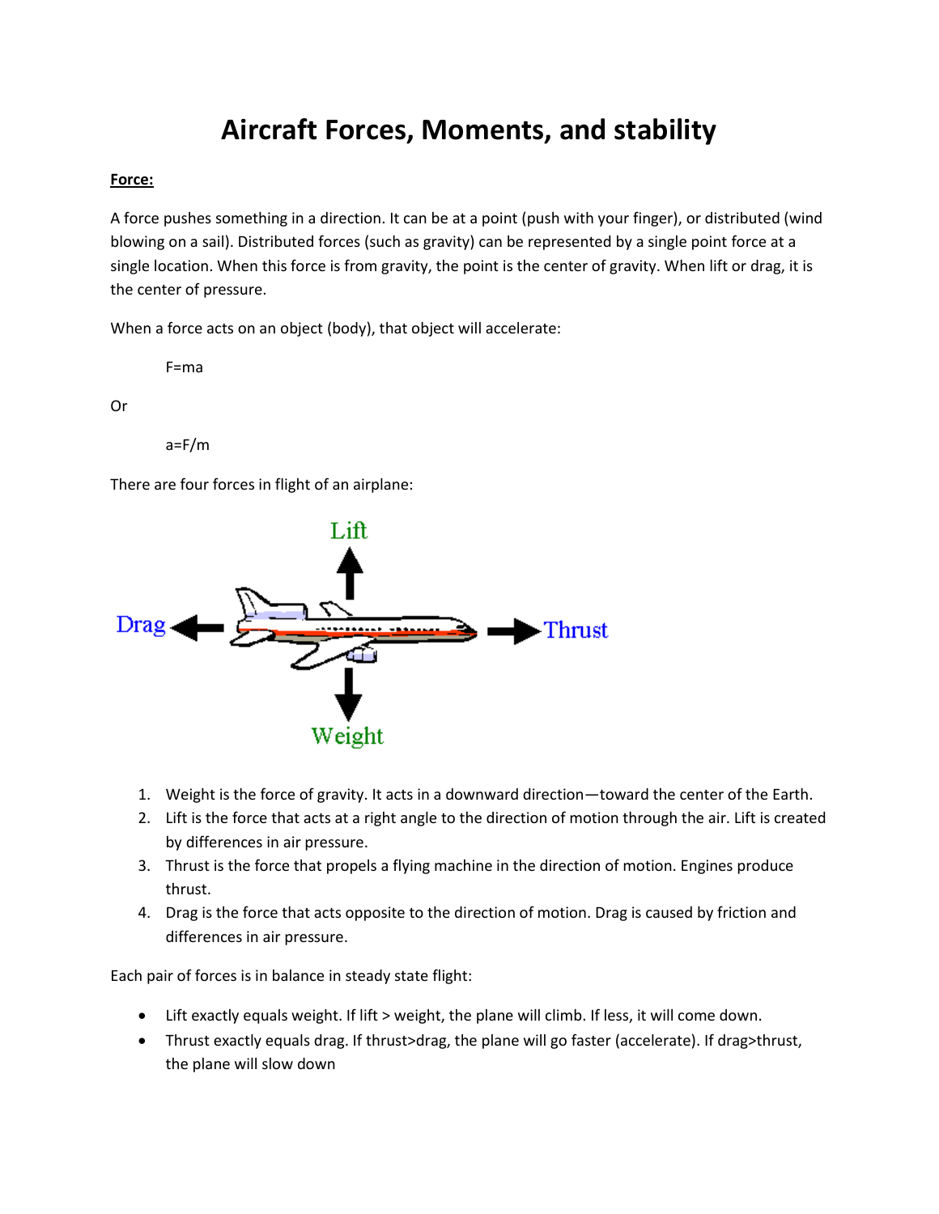# Aircraft Forces, Moments, and stability

**Force:**

A force pushes something in a direction. It can be at a point (push with your finger), or distributed (wind blowing on a sail). Distributed forces (such as gravity) can be represented by a single point force at a single location. When this force is from gravity, the point is the center of gravity. When lift or drag, it is the center of pressure.

When a force acts on an object (body), that object will accelerate:

$$F=ma$$

Or

$$a=F/m$$

There are four forces in flight of an airplane:

Lift

Drag

Thrust

Weight

1. Weight is the force of gravity. It acts in a downward direction—toward the center of the Earth.
2. Lift is the force that acts at a right angle to the direction of motion through the air. Lift is created by differences in air pressure.
3. Thrust is the force that propels a flying machine in the direction of motion. Engines produce thrust.
4. Drag is the force that acts opposite to the direction of motion. Drag is caused by friction and differences in air pressure.

Each pair of forces is in balance in steady state flight:

- Lift exactly equals weight. If lift > weight, the plane will climb. If less, it will come down.
- Thrust exactly equals drag. If thrust>drag, the plane will go faster (accelerate). If drag>thrust, the plane will slow down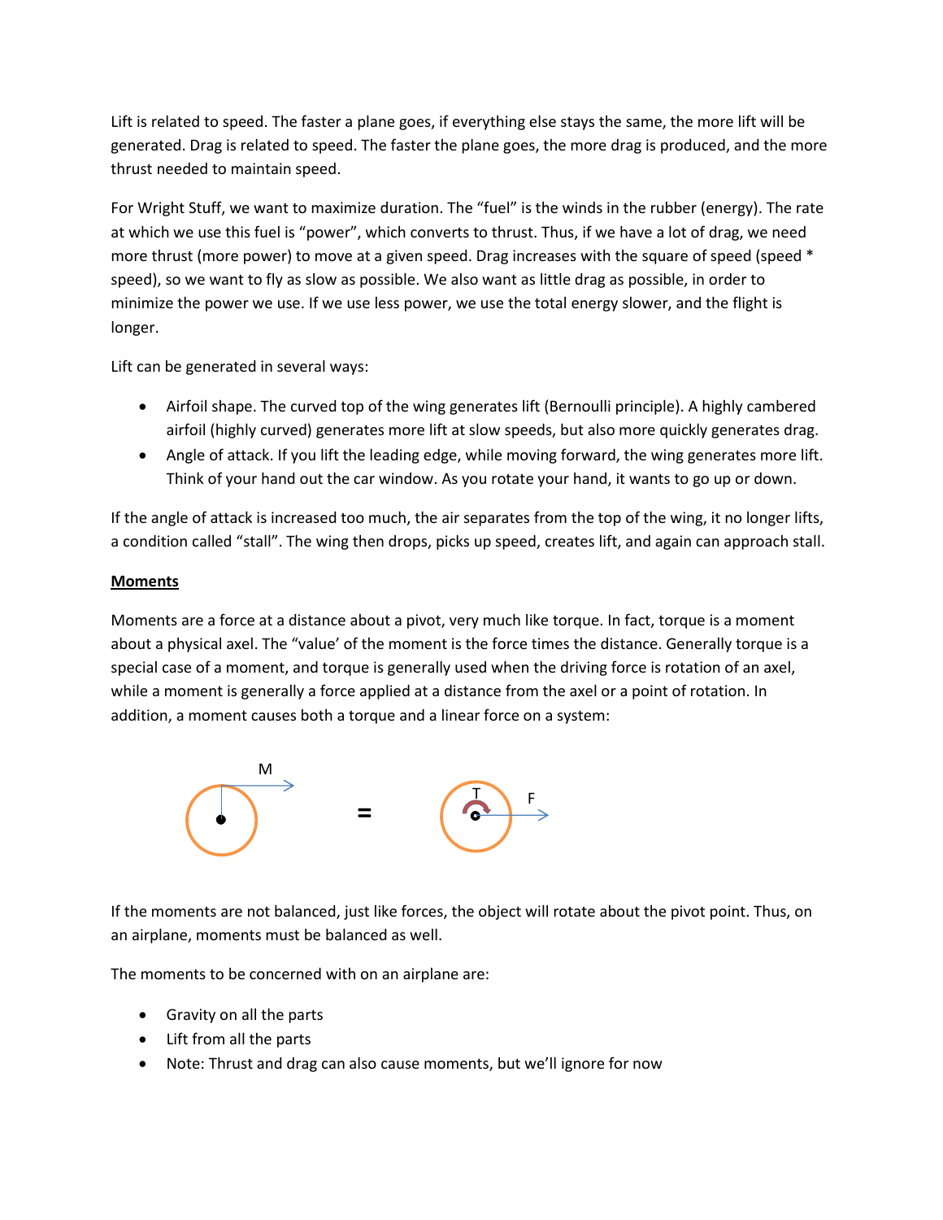Lift is related to speed. The faster a plane goes, if everything else stays the same, the more lift will be generated. Drag is related to speed. The faster the plane goes, the more drag is produced, and the more thrust needed to maintain speed.

For Wright Stuff, we want to maximize duration. The "fuel" is the winds in the rubber (energy). The rate at which we use this fuel is "power", which converts to thrust. Thus, if we have a lot of drag, we need more thrust (more power) to move at a given speed. Drag increases with the square of speed (speed * speed), so we want to fly as slow as possible. We also want as little drag as possible, in order to minimize the power we use. If we use less power, we use the total energy slower, and the flight is longer.

Lift can be generated in several ways:

- Airfoil shape. The curved top of the wing generates lift (Bernoulli principle). A highly cambered airfoil (highly curved) generates more lift at slow speeds, but also more quickly generates drag.
- Angle of attack. If you lift the leading edge, while moving forward, the wing generates more lift. Think of your hand out the car window. As you rotate your hand, it wants to go up or down.

If the angle of attack is increased too much, the air separates from the top of the wing, it no longer lifts, a condition called "stall". The wing then drops, picks up speed, creates lift, and again can approach stall.

**Moments**

Moments are a force at a distance about a pivot, very much like torque. In fact, torque is a moment about a physical axel. The "value' of the moment is the force times the distance. Generally torque is a special case of a moment, and torque is generally used when the driving force is rotation of an axel, while a moment is generally a force applied at a distance from the axel or a point of rotation. In addition, a moment causes both a torque and a linear force on a system:

M

=

T

F

If the moments are not balanced, just like forces, the object will rotate about the pivot point. Thus, on an airplane, moments must be balanced as well.

The moments to be concerned with on an airplane are:

- Gravity on all the parts
- Lift from all the parts
- Note: Thrust and drag can also cause moments, but we'll ignore for now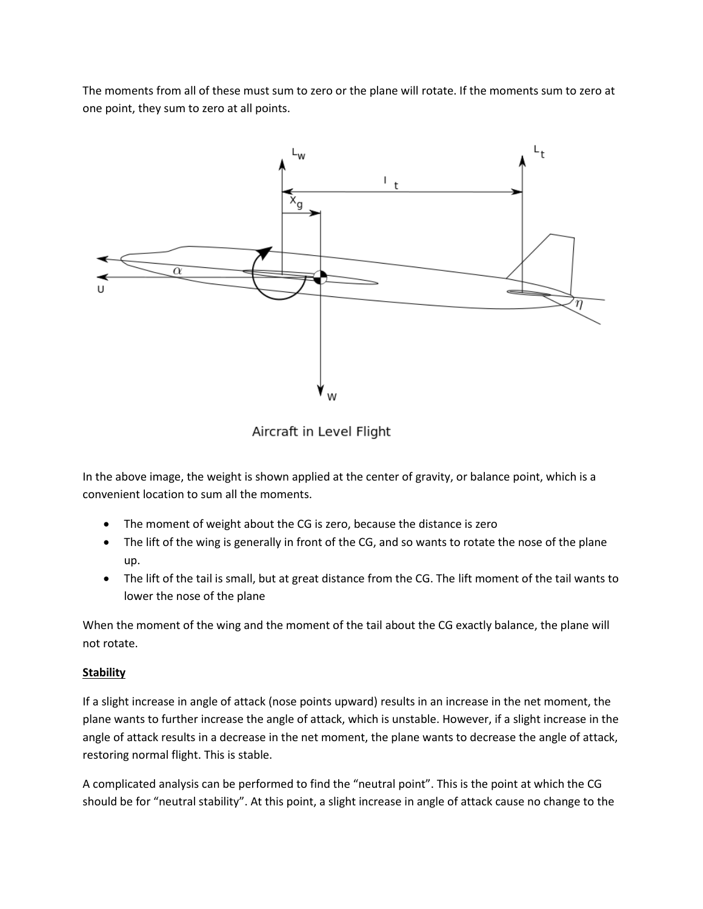The moments from all of these must sum to zero or the plane will rotate. If the moments sum to zero at one point, they sum to zero at all points.

$L_w$

$L_t$

$l_t$

$x_g$

$\alpha$

U

$\eta$

W

Aircraft in Level Flight

In the above image, the weight is shown applied at the center of gravity, or balance point, which is a convenient location to sum all the moments.

- The moment of weight about the CG is zero, because the distance is zero
- The lift of the wing is generally in front of the CG, and so wants to rotate the nose of the plane up.
- The lift of the tail is small, but at great distance from the CG. The lift moment of the tail wants to lower the nose of the plane

When the moment of the wing and the moment of the tail about the CG exactly balance, the plane will not rotate.

**Stability**

If a slight increase in angle of attack (nose points upward) results in an increase in the net moment, the plane wants to further increase the angle of attack, which is unstable. However, if a slight increase in the angle of attack results in a decrease in the net moment, the plane wants to decrease the angle of attack, restoring normal flight. This is stable.

A complicated analysis can be performed to find the "neutral point". This is the point at which the CG should be for "neutral stability". At this point, a slight increase in angle of attack cause no change to the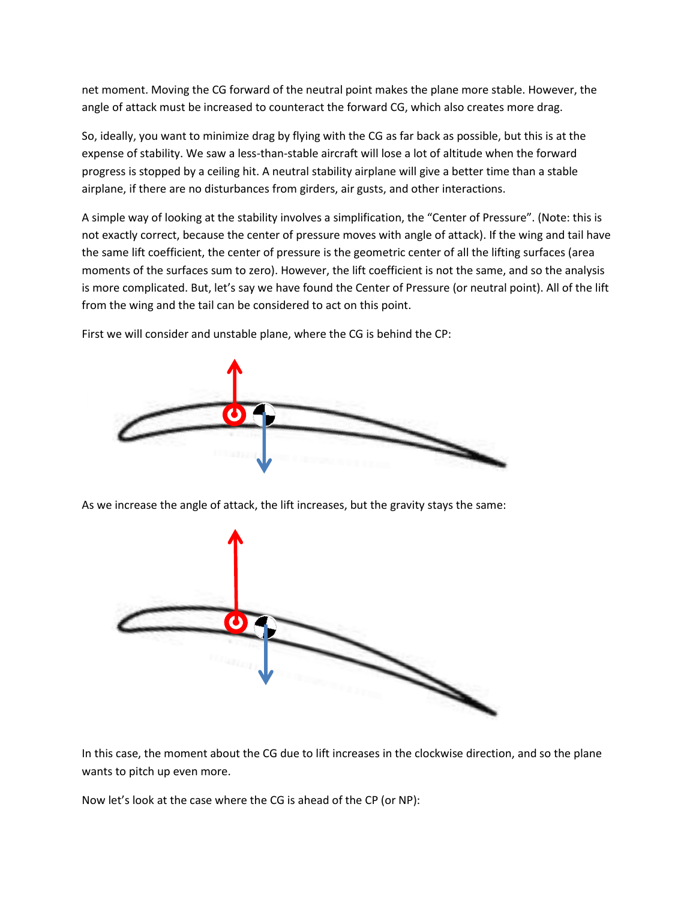net moment. Moving the CG forward of the neutral point makes the plane more stable. However, the angle of attack must be increased to counteract the forward CG, which also creates more drag.

So, ideally, you want to minimize drag by flying with the CG as far back as possible, but this is at the expense of stability. We saw a less-than-stable aircraft will lose a lot of altitude when the forward progress is stopped by a ceiling hit. A neutral stability airplane will give a better time than a stable airplane, if there are no disturbances from girders, air gusts, and other interactions.

A simple way of looking at the stability involves a simplification, the "Center of Pressure". (Note: this is not exactly correct, because the center of pressure moves with angle of attack). If the wing and tail have the same lift coefficient, the center of pressure is the geometric center of all the lifting surfaces (area moments of the surfaces sum to zero). However, the lift coefficient is not the same, and so the analysis is more complicated. But, let's say we have found the Center of Pressure (or neutral point). All of the lift from the wing and the tail can be considered to act on this point.

First we will consider and unstable plane, where the CG is behind the CP:

As we increase the angle of attack, the lift increases, but the gravity stays the same:

In this case, the moment about the CG due to lift increases in the clockwise direction, and so the plane wants to pitch up even more.

Now let's look at the case where the CG is ahead of the CP (or NP):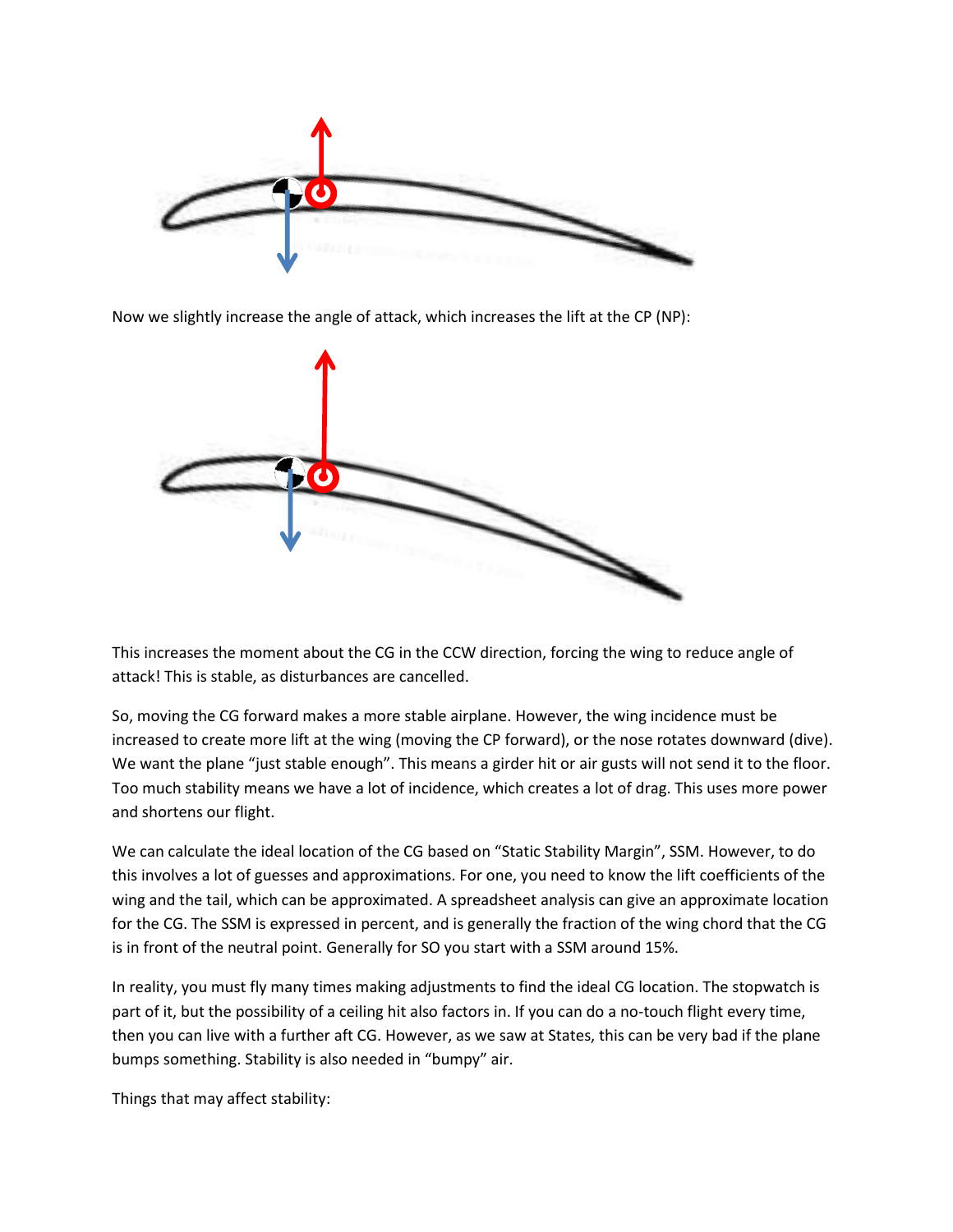Now we slightly increase the angle of attack, which increases the lift at the CP (NP):

This increases the moment about the CG in the CCW direction, forcing the wing to reduce angle of attack! This is stable, as disturbances are cancelled.

So, moving the CG forward makes a more stable airplane. However, the wing incidence must be increased to create more lift at the wing (moving the CP forward), or the nose rotates downward (dive). We want the plane "just stable enough". This means a girder hit or air gusts will not send it to the floor. Too much stability means we have a lot of incidence, which creates a lot of drag. This uses more power and shortens our flight.

We can calculate the ideal location of the CG based on "Static Stability Margin", SSM. However, to do this involves a lot of guesses and approximations. For one, you need to know the lift coefficients of the wing and the tail, which can be approximated. A spreadsheet analysis can give an approximate location for the CG. The SSM is expressed in percent, and is generally the fraction of the wing chord that the CG is in front of the neutral point. Generally for SO you start with a SSM around 15%.

In reality, you must fly many times making adjustments to find the ideal CG location. The stopwatch is part of it, but the possibility of a ceiling hit also factors in. If you can do a no-touch flight every time, then you can live with a further aft CG. However, as we saw at States, this can be very bad if the plane bumps something. Stability is also needed in "bumpy" air.

Things that may affect stability: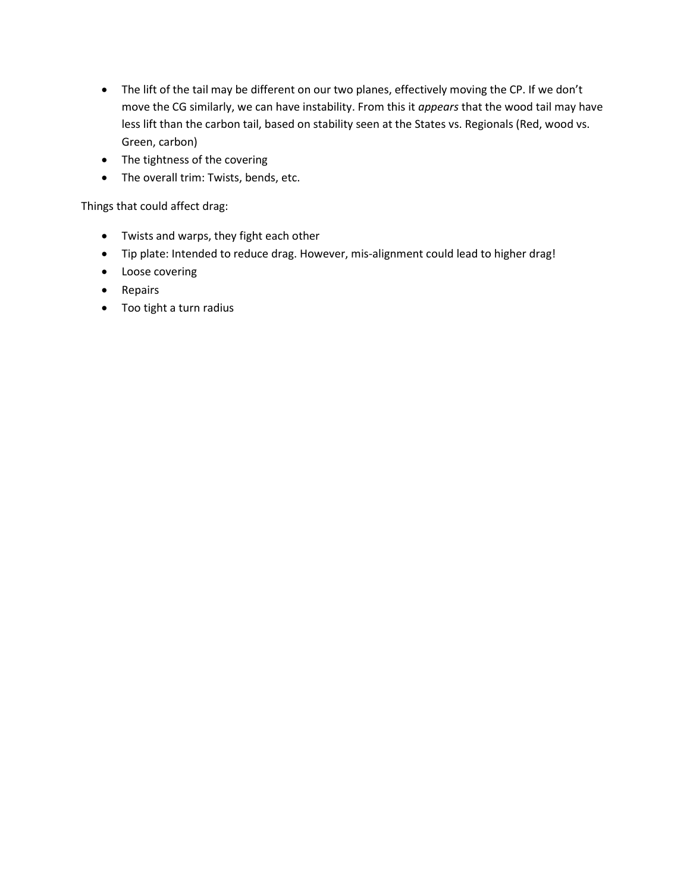- The lift of the tail may be different on our two planes, effectively moving the CP. If we don't move the CG similarly, we can have instability. From this it *appears* that the wood tail may have less lift than the carbon tail, based on stability seen at the States vs. Regionals (Red, wood vs. Green, carbon)
- The tightness of the covering
- The overall trim: Twists, bends, etc.

Things that could affect drag:

- Twists and warps, they fight each other
- Tip plate: Intended to reduce drag. However, mis-alignment could lead to higher drag!
- Loose covering
- Repairs
- Too tight a turn radius